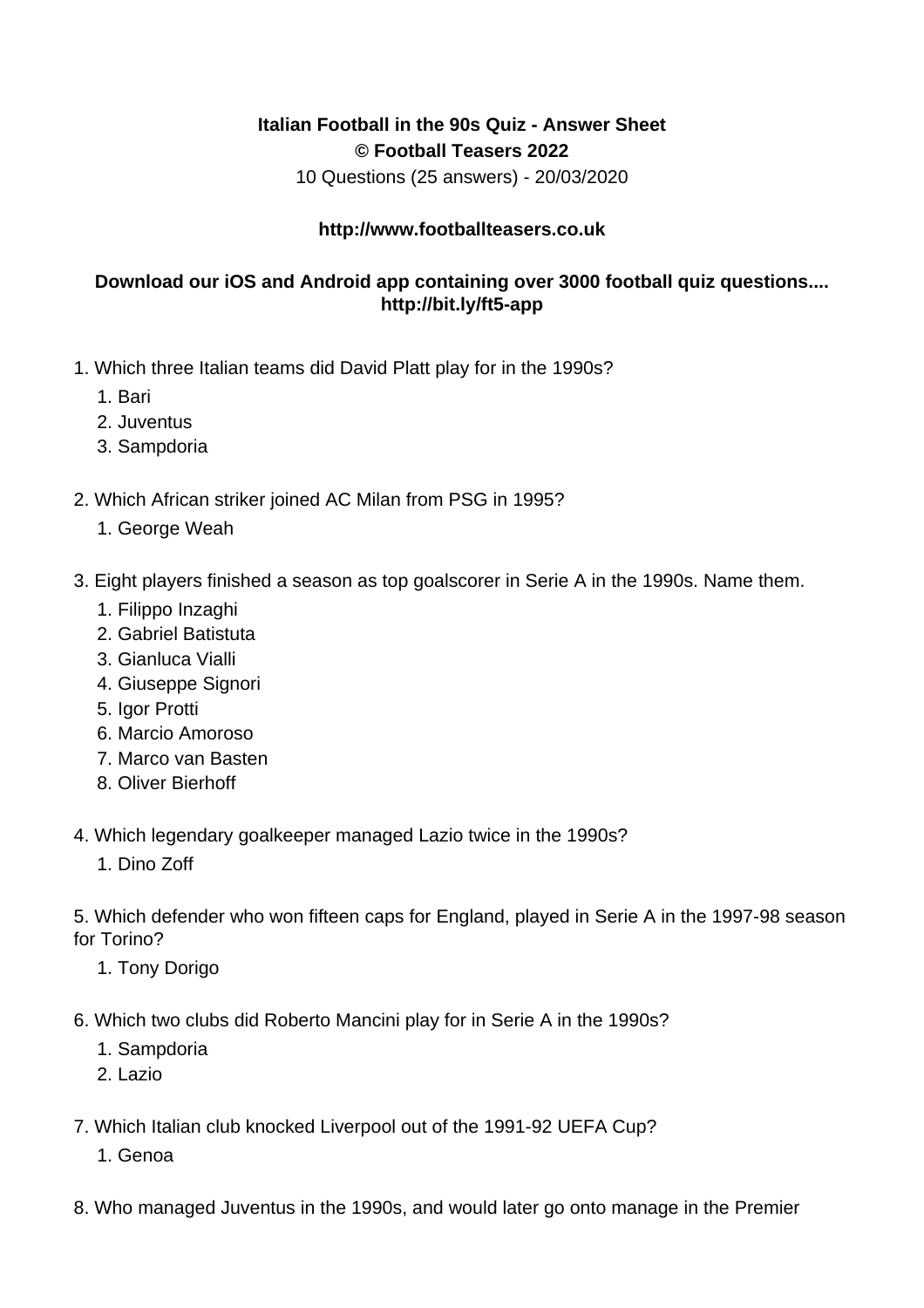**Italian Football in the 90s Quiz - Answer Sheet**
**© Football Teasers 2022**
10 Questions (25 answers) - 20/03/2020

**http://www.footballteasers.co.uk**

**Download our iOS and Android app containing over 3000 football quiz questions.... http://bit.ly/ft5-app**

1. Which three Italian teams did David Platt play for in the 1990s?
    1. Bari
    2. Juventus
    3. Sampdoria

2. Which African striker joined AC Milan from PSG in 1995?
    1. George Weah

3. Eight players finished a season as top goalscorer in Serie A in the 1990s. Name them.
    1. Filippo Inzaghi
    2. Gabriel Batistuta
    3. Gianluca Vialli
    4. Giuseppe Signori
    5. Igor Protti
    6. Marcio Amoroso
    7. Marco van Basten
    8. Oliver Bierhoff

4. Which legendary goalkeeper managed Lazio twice in the 1990s?
    1. Dino Zoff

5. Which defender who won fifteen caps for England, played in Serie A in the 1997-98 season for Torino?
    1. Tony Dorigo

6. Which two clubs did Roberto Mancini play for in Serie A in the 1990s?
    1. Sampdoria
    2. Lazio

7. Which Italian club knocked Liverpool out of the 1991-92 UEFA Cup?
    1. Genoa

8. Who managed Juventus in the 1990s, and would later go onto manage in the Premier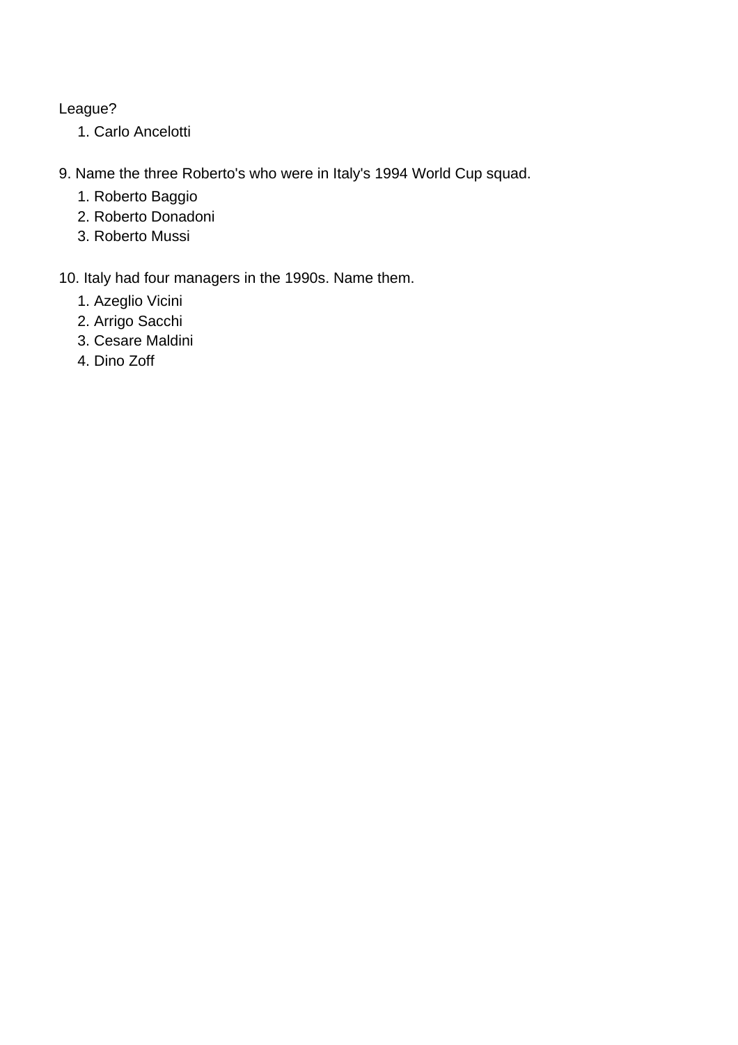League?

1. Carlo Ancelotti

9. Name the three Roberto's who were in Italy's 1994 World Cup squad.

1. Roberto Baggio
2. Roberto Donadoni
3. Roberto Mussi

10. Italy had four managers in the 1990s. Name them.

1. Azeglio Vicini
2. Arrigo Sacchi
3. Cesare Maldini
4. Dino Zoff